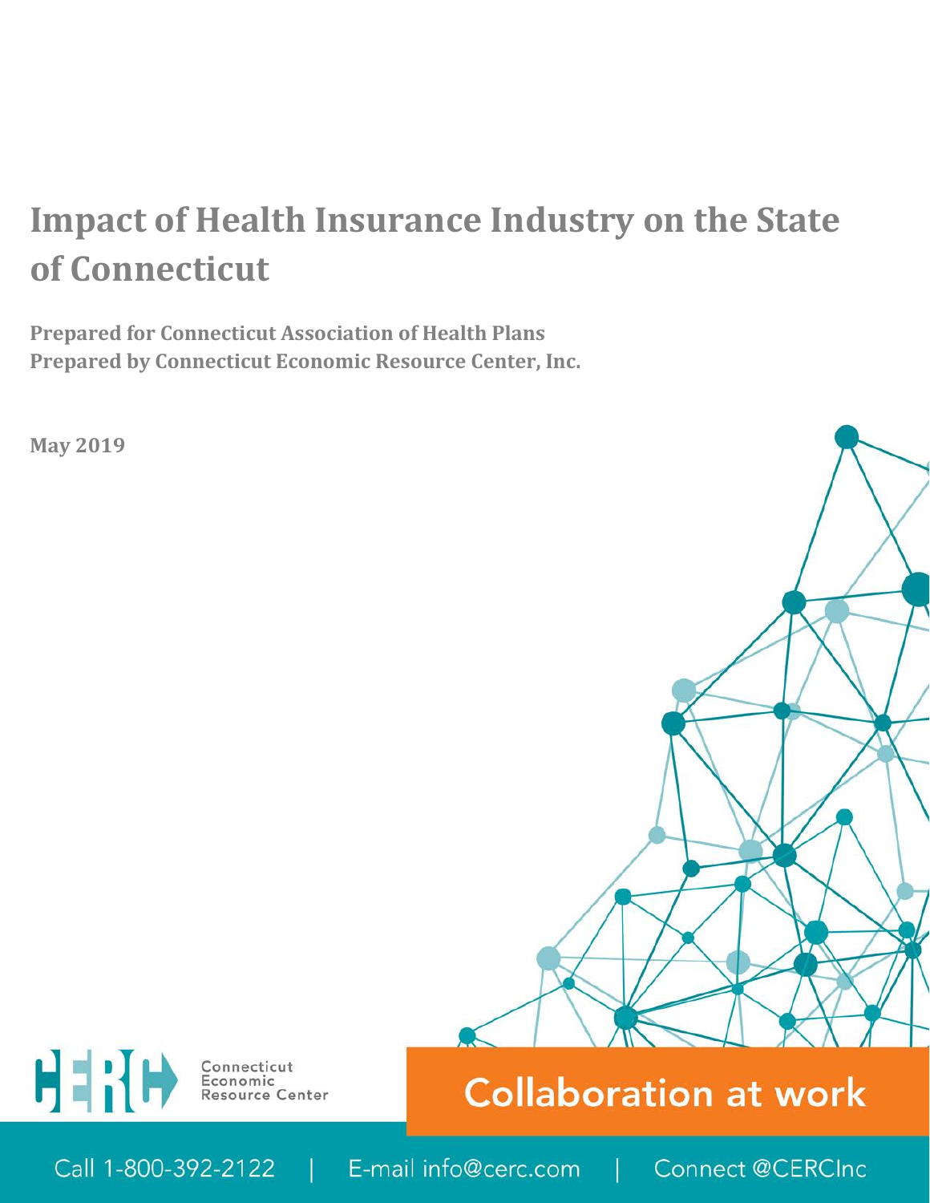# Impact of Health Insurance Industry on the State of Connecticut

**Prepared for Connecticut Association of Health Plans**
**Prepared by Connecticut Economic Resource Center, Inc.**

**May 2019**

CERC Connecticut Economic Resource Center

Collaboration at work

Call 1-800-392-2122 | E-mail info@cerc.com | Connect @CERCInc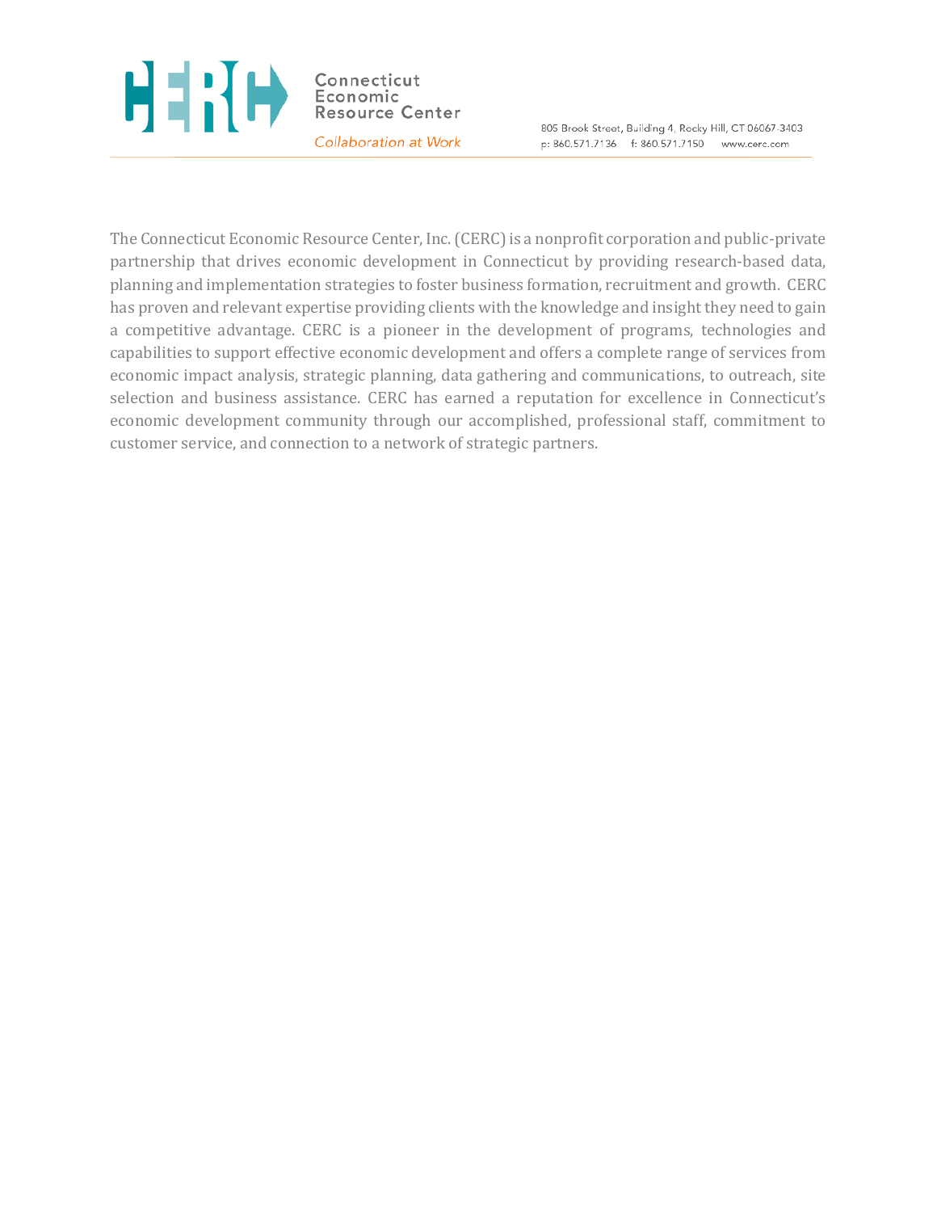The Connecticut Economic Resource Center, Inc. (CERC) is a nonprofit corporation and public-private partnership that drives economic development in Connecticut by providing research-based data, planning and implementation strategies to foster business formation, recruitment and growth. CERC has proven and relevant expertise providing clients with the knowledge and insight they need to gain a competitive advantage. CERC is a pioneer in the development of programs, technologies and capabilities to support effective economic development and offers a complete range of services from economic impact analysis, strategic planning, data gathering and communications, to outreach, site selection and business assistance. CERC has earned a reputation for excellence in Connecticut's economic development community through our accomplished, professional staff, commitment to customer service, and connection to a network of strategic partners.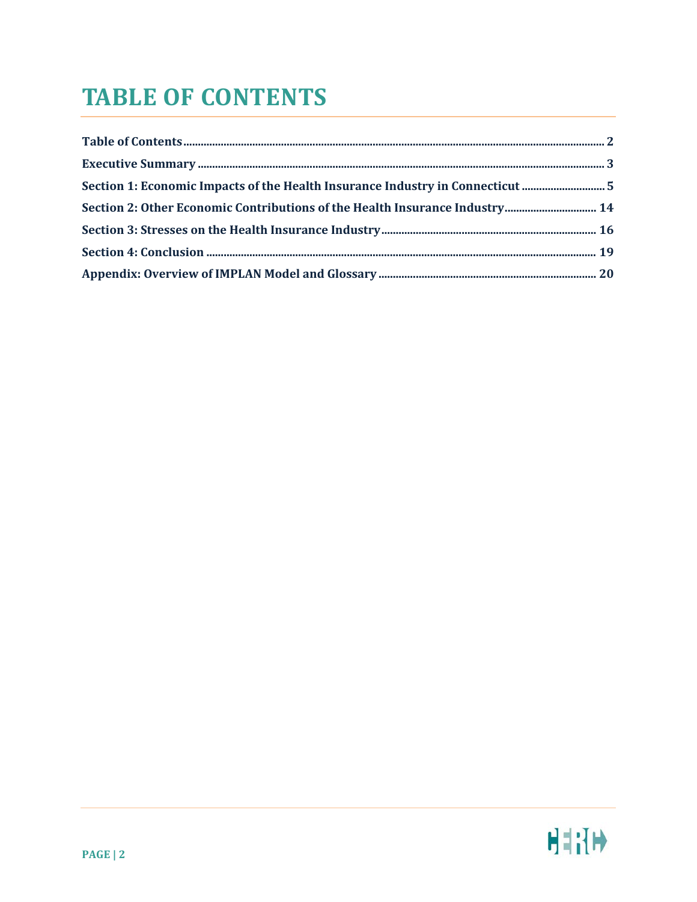# TABLE OF CONTENTS

**Table of Contents** ........ **2**

**Executive Summary** ........ **3**

**Section 1: Economic Impacts of the Health Insurance Industry in Connecticut** ........ **5**

**Section 2: Other Economic Contributions of the Health Insurance Industry** ........ **14**

**Section 3: Stresses on the Health Insurance Industry** ........ **16**

**Section 4: Conclusion** ........ **19**

**Appendix: Overview of IMPLAN Model and Glossary** ........ **20**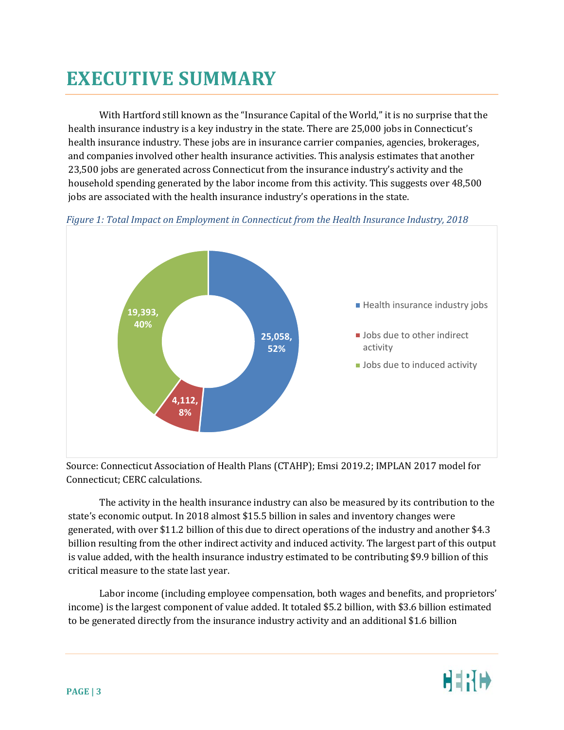# EXECUTIVE SUMMARY

With Hartford still known as the "Insurance Capital of the World," it is no surprise that the health insurance industry is a key industry in the state. There are 25,000 jobs in Connecticut's health insurance industry. These jobs are in insurance carrier companies, agencies, brokerages, and companies involved other health insurance activities. This analysis estimates that another 23,500 jobs are generated across Connecticut from the insurance industry's activity and the household spending generated by the labor income from this activity. This suggests over 48,500 jobs are associated with the health insurance industry's operations in the state.

*Figure 1: Total Impact on Employment in Connecticut from the Health Insurance Industry, 2018*

| Category | Jobs | Share |
| --- | --- | --- |
| Health insurance industry jobs | 25,058 | 52% |
| Jobs due to other indirect activity | 4,112 | 8% |
| Jobs due to induced activity | 19,393 | 40% |

Source: Connecticut Association of Health Plans (CTAHP); Emsi 2019.2; IMPLAN 2017 model for Connecticut; CERC calculations.

The activity in the health insurance industry can also be measured by its contribution to the state's economic output. In 2018 almost $15.5 billion in sales and inventory changes were generated, with over $11.2 billion of this due to direct operations of the industry and another $4.3 billion resulting from the other indirect activity and induced activity. The largest part of this output is value added, with the health insurance industry estimated to be contributing $9.9 billion of this critical measure to the state last year.

Labor income (including employee compensation, both wages and benefits, and proprietors' income) is the largest component of value added. It totaled $5.2 billion, with $3.6 billion estimated to be generated directly from the insurance industry activity and an additional $1.6 billion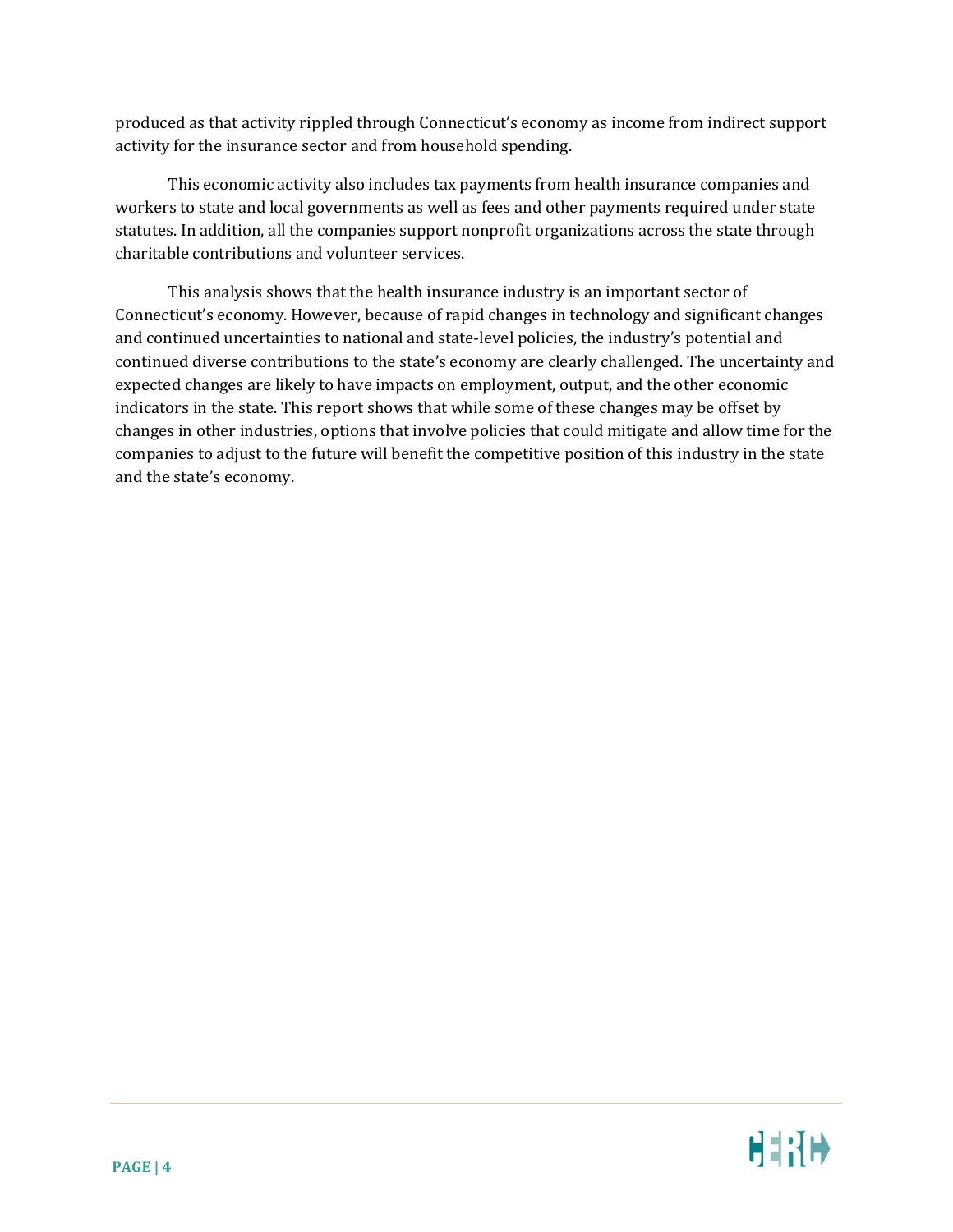produced as that activity rippled through Connecticut's economy as income from indirect support activity for the insurance sector and from household spending.

This economic activity also includes tax payments from health insurance companies and workers to state and local governments as well as fees and other payments required under state statutes. In addition, all the companies support nonprofit organizations across the state through charitable contributions and volunteer services.

This analysis shows that the health insurance industry is an important sector of Connecticut's economy. However, because of rapid changes in technology and significant changes and continued uncertainties to national and state-level policies, the industry's potential and continued diverse contributions to the state's economy are clearly challenged. The uncertainty and expected changes are likely to have impacts on employment, output, and the other economic indicators in the state. This report shows that while some of these changes may be offset by changes in other industries, options that involve policies that could mitigate and allow time for the companies to adjust to the future will benefit the competitive position of this industry in the state and the state's economy.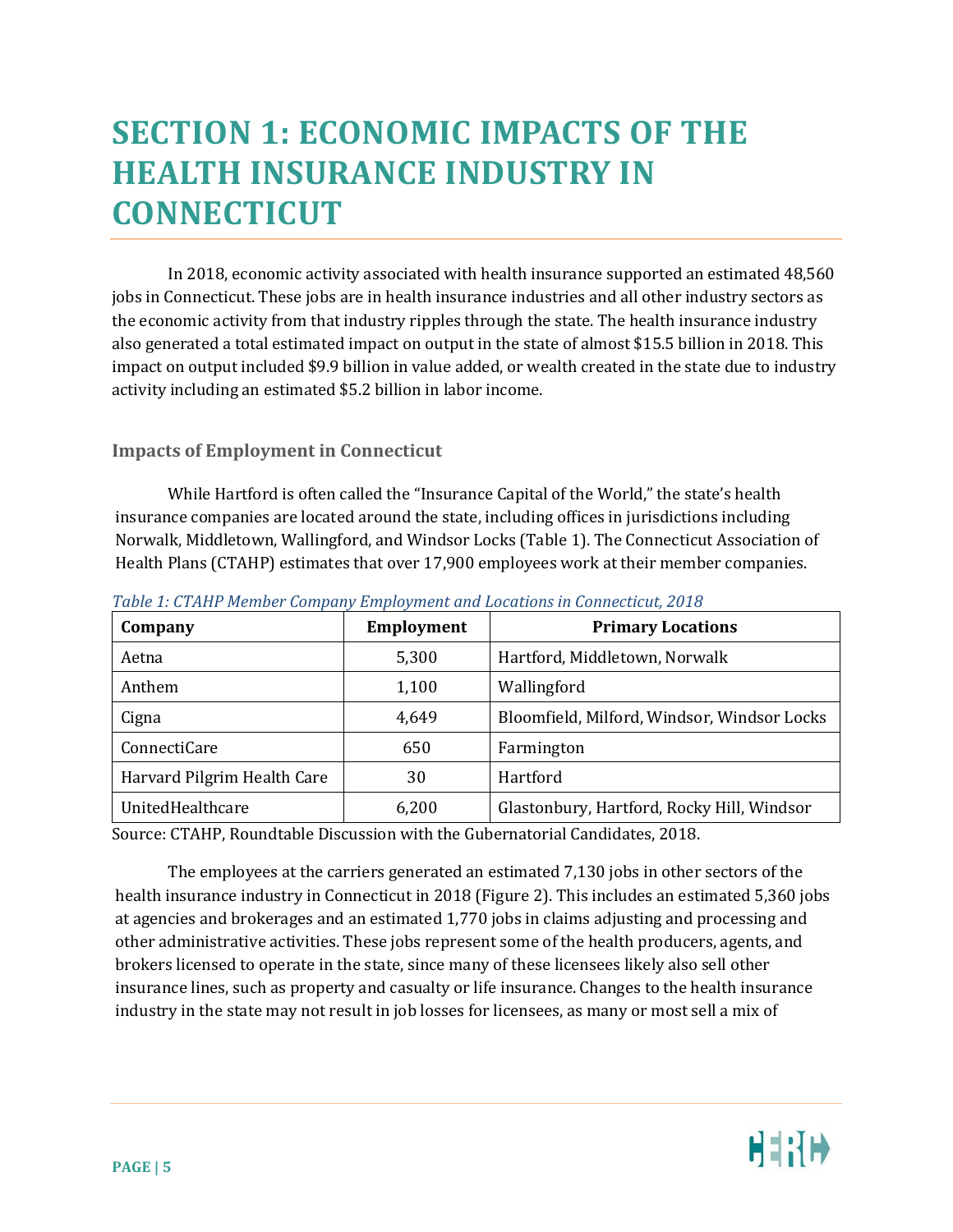# SECTION 1: ECONOMIC IMPACTS OF THE HEALTH INSURANCE INDUSTRY IN CONNECTICUT

In 2018, economic activity associated with health insurance supported an estimated 48,560 jobs in Connecticut. These jobs are in health insurance industries and all other industry sectors as the economic activity from that industry ripples through the state. The health insurance industry also generated a total estimated impact on output in the state of almost $15.5 billion in 2018. This impact on output included $9.9 billion in value added, or wealth created in the state due to industry activity including an estimated $5.2 billion in labor income.

### Impacts of Employment in Connecticut

While Hartford is often called the "Insurance Capital of the World," the state's health insurance companies are located around the state, including offices in jurisdictions including Norwalk, Middletown, Wallingford, and Windsor Locks (Table 1). The Connecticut Association of Health Plans (CTAHP) estimates that over 17,900 employees work at their member companies.

*Table 1: CTAHP Member Company Employment and Locations in Connecticut, 2018*

| Company | Employment | Primary Locations |
|---|---|---|
| Aetna | 5,300 | Hartford, Middletown, Norwalk |
| Anthem | 1,100 | Wallingford |
| Cigna | 4,649 | Bloomfield, Milford, Windsor, Windsor Locks |
| ConnectiCare | 650 | Farmington |
| Harvard Pilgrim Health Care | 30 | Hartford |
| UnitedHealthcare | 6,200 | Glastonbury, Hartford, Rocky Hill, Windsor |

Source: CTAHP, Roundtable Discussion with the Gubernatorial Candidates, 2018.

The employees at the carriers generated an estimated 7,130 jobs in other sectors of the health insurance industry in Connecticut in 2018 (Figure 2). This includes an estimated 5,360 jobs at agencies and brokerages and an estimated 1,770 jobs in claims adjusting and processing and other administrative activities. These jobs represent some of the health producers, agents, and brokers licensed to operate in the state, since many of these licensees likely also sell other insurance lines, such as property and casualty or life insurance. Changes to the health insurance industry in the state may not result in job losses for licensees, as many or most sell a mix of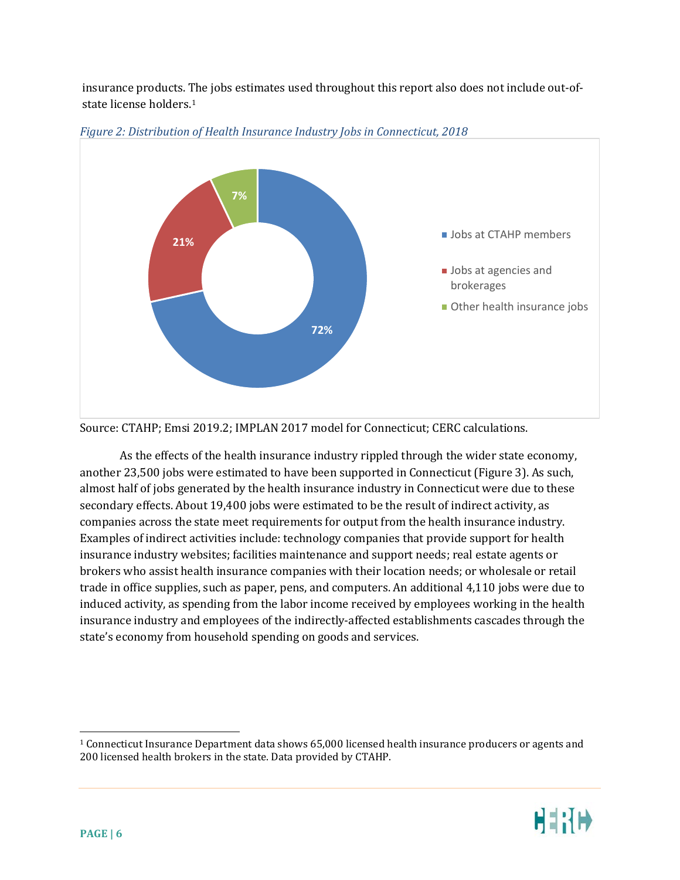insurance products. The jobs estimates used throughout this report also does not include out-of-state license holders.[1]

*Figure 2: Distribution of Health Insurance Industry Jobs in Connecticut, 2018*

Source: CTAHP; Emsi 2019.2; IMPLAN 2017 model for Connecticut; CERC calculations.

As the effects of the health insurance industry rippled through the wider state economy, another 23,500 jobs were estimated to have been supported in Connecticut (Figure 3). As such, almost half of jobs generated by the health insurance industry in Connecticut were due to these secondary effects. About 19,400 jobs were estimated to be the result of indirect activity, as companies across the state meet requirements for output from the health insurance industry. Examples of indirect activities include: technology companies that provide support for health insurance industry websites; facilities maintenance and support needs; real estate agents or brokers who assist health insurance companies with their location needs; or wholesale or retail trade in office supplies, such as paper, pens, and computers. An additional 4,110 jobs were due to induced activity, as spending from the labor income received by employees working in the health insurance industry and employees of the indirectly-affected establishments cascades through the state's economy from household spending on goods and services.

[1] Connecticut Insurance Department data shows 65,000 licensed health insurance producers or agents and 200 licensed health brokers in the state. Data provided by CTAHP.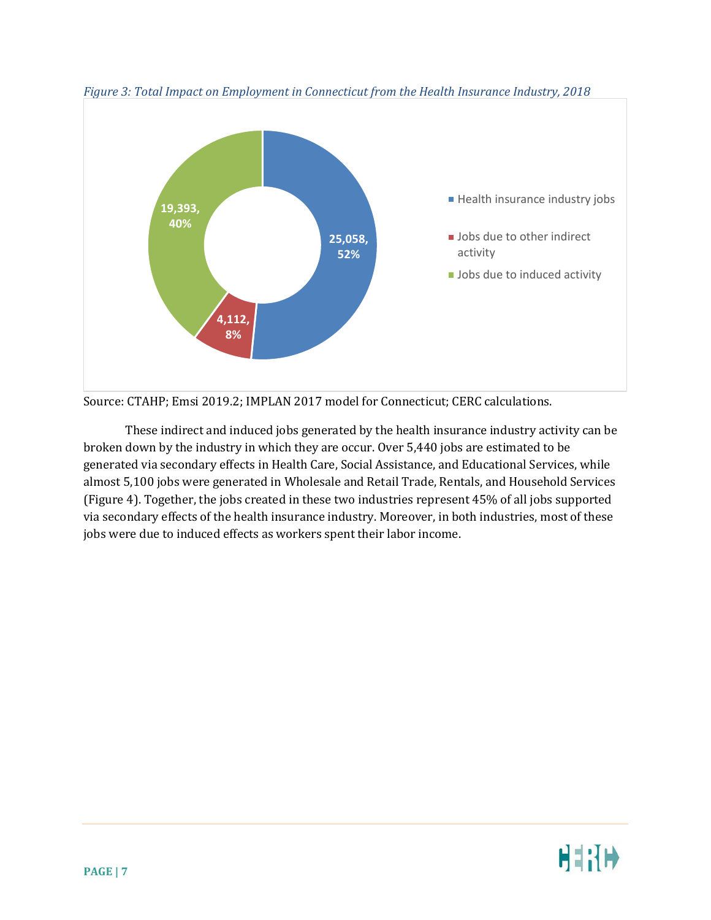*Figure 3: Total Impact on Employment in Connecticut from the Health Insurance Industry, 2018*

- Health insurance industry jobs: 25,058, 52%
- Jobs due to other indirect activity: 4,112, 8%
- Jobs due to induced activity: 19,393, 40%

Source: CTAHP; Emsi 2019.2; IMPLAN 2017 model for Connecticut; CERC calculations.

These indirect and induced jobs generated by the health insurance industry activity can be broken down by the industry in which they are occur. Over 5,440 jobs are estimated to be generated via secondary effects in Health Care, Social Assistance, and Educational Services, while almost 5,100 jobs were generated in Wholesale and Retail Trade, Rentals, and Household Services (Figure 4). Together, the jobs created in these two industries represent 45% of all jobs supported via secondary effects of the health insurance industry. Moreover, in both industries, most of these jobs were due to induced effects as workers spent their labor income.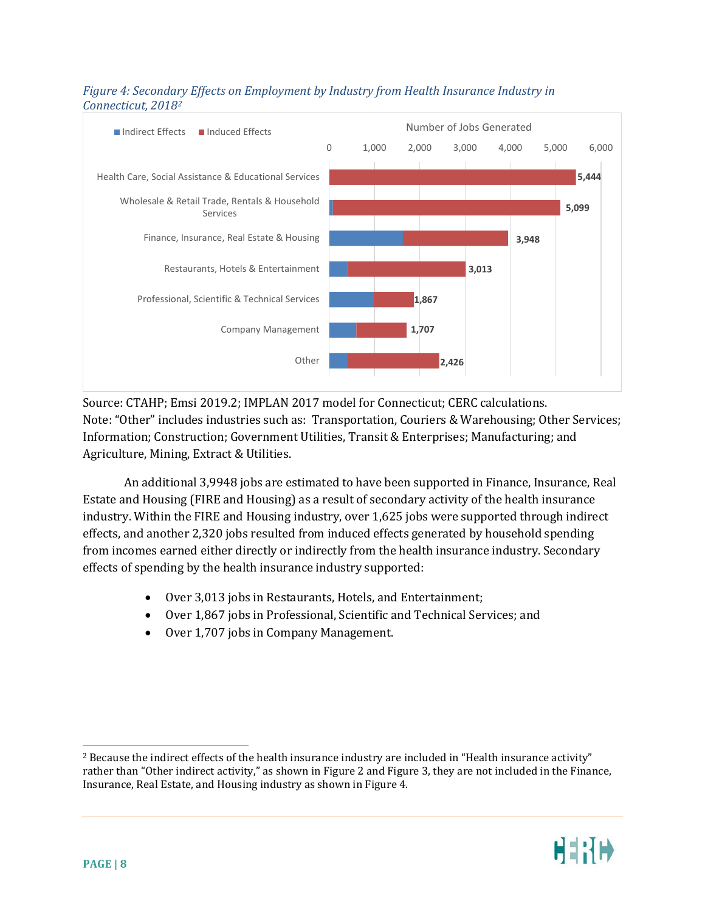*Figure 4: Secondary Effects on Employment by Industry from Health Insurance Industry in Connecticut, 2018*[2]

| Industry | Total Jobs Generated (Indirect + Induced Effects) |
| --- | --- |
| Health Care, Social Assistance & Educational Services | 5,444 |
| Wholesale & Retail Trade, Rentals & Household Services | 5,099 |
| Finance, Insurance, Real Estate & Housing | 3,948 |
| Restaurants, Hotels & Entertainment | 3,013 |
| Professional, Scientific & Technical Services | 1,867 |
| Company Management | 1,707 |
| Other | 2,426 |

Source: CTAHP; Emsi 2019.2; IMPLAN 2017 model for Connecticut; CERC calculations.
Note: "Other" includes industries such as: Transportation, Couriers & Warehousing; Other Services; Information; Construction; Government Utilities, Transit & Enterprises; Manufacturing; and Agriculture, Mining, Extract & Utilities.

An additional 3,9948 jobs are estimated to have been supported in Finance, Insurance, Real Estate and Housing (FIRE and Housing) as a result of secondary activity of the health insurance industry. Within the FIRE and Housing industry, over 1,625 jobs were supported through indirect effects, and another 2,320 jobs resulted from induced effects generated by household spending from incomes earned either directly or indirectly from the health insurance industry. Secondary effects of spending by the health insurance industry supported:

- Over 3,013 jobs in Restaurants, Hotels, and Entertainment;
- Over 1,867 jobs in Professional, Scientific and Technical Services; and
- Over 1,707 jobs in Company Management.

---

[2] Because the indirect effects of the health insurance industry are included in "Health insurance activity" rather than "Other indirect activity," as shown in Figure 2 and Figure 3, they are not included in the Finance, Insurance, Real Estate, and Housing industry as shown in Figure 4.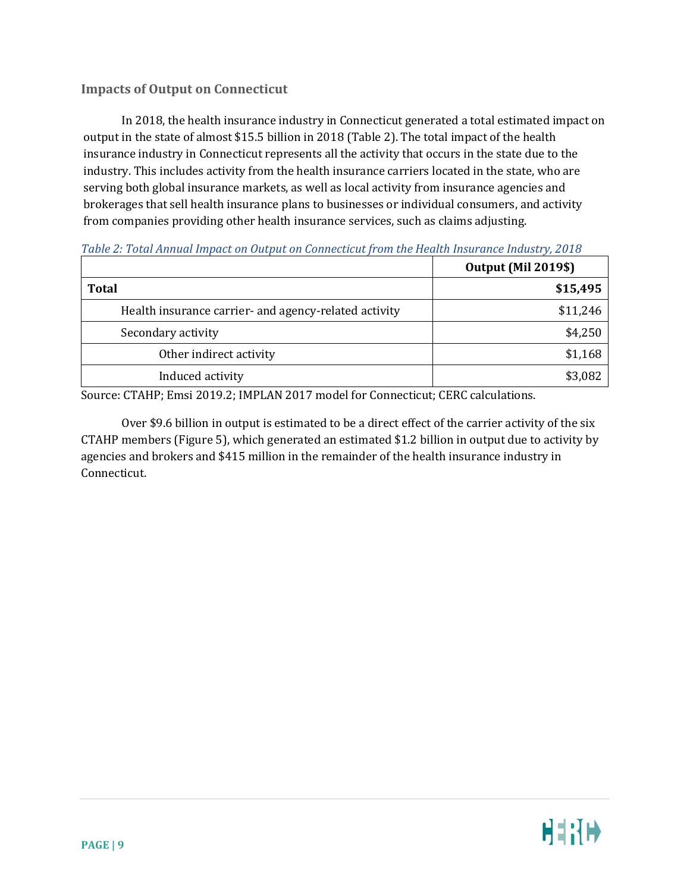### Impacts of Output on Connecticut

In 2018, the health insurance industry in Connecticut generated a total estimated impact on output in the state of almost $15.5 billion in 2018 (Table 2). The total impact of the health insurance industry in Connecticut represents all the activity that occurs in the state due to the industry. This includes activity from the health insurance carriers located in the state, who are serving both global insurance markets, as well as local activity from insurance agencies and brokerages that sell health insurance plans to businesses or individual consumers, and activity from companies providing other health insurance services, such as claims adjusting.

*Table 2: Total Annual Impact on Output on Connecticut from the Health Insurance Industry, 2018*

| | Output (Mil 2019$) |
|---|---:|
| **Total** | **$15,495** |
| Health insurance carrier- and agency-related activity | $11,246 |
| Secondary activity | $4,250 |
| Other indirect activity | $1,168 |
| Induced activity | $3,082 |

Source: CTAHP; Emsi 2019.2; IMPLAN 2017 model for Connecticut; CERC calculations.

Over $9.6 billion in output is estimated to be a direct effect of the carrier activity of the six CTAHP members (Figure 5), which generated an estimated $1.2 billion in output due to activity by agencies and brokers and $415 million in the remainder of the health insurance industry in Connecticut.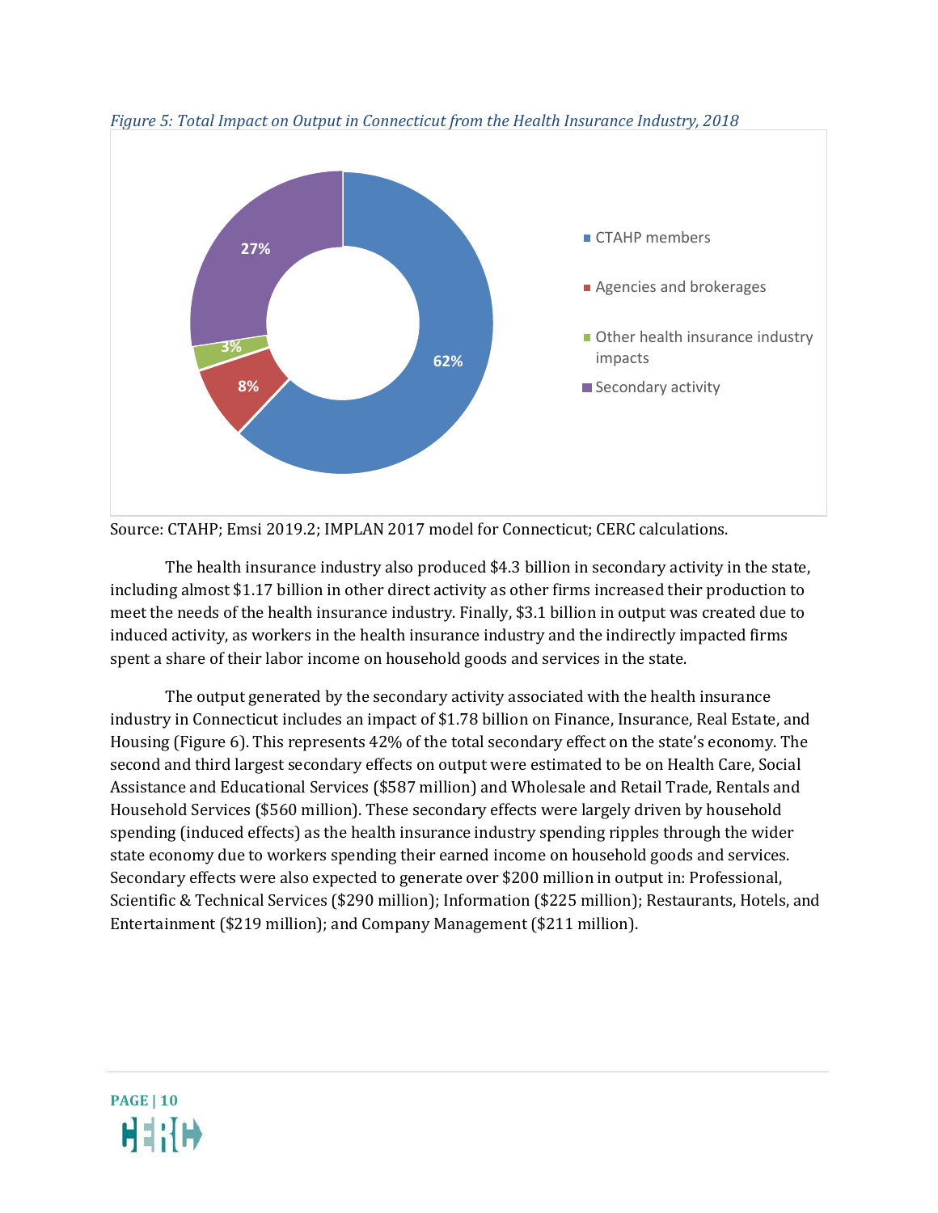*Figure 5: Total Impact on Output in Connecticut from the Health Insurance Industry, 2018*

Source: CTAHP; Emsi 2019.2; IMPLAN 2017 model for Connecticut; CERC calculations.

The health insurance industry also produced $4.3 billion in secondary activity in the state, including almost $1.17 billion in other direct activity as other firms increased their production to meet the needs of the health insurance industry. Finally, $3.1 billion in output was created due to induced activity, as workers in the health insurance industry and the indirectly impacted firms spent a share of their labor income on household goods and services in the state.

The output generated by the secondary activity associated with the health insurance industry in Connecticut includes an impact of $1.78 billion on Finance, Insurance, Real Estate, and Housing (Figure 6). This represents 42% of the total secondary effect on the state's economy. The second and third largest secondary effects on output were estimated to be on Health Care, Social Assistance and Educational Services ($587 million) and Wholesale and Retail Trade, Rentals and Household Services ($560 million). These secondary effects were largely driven by household spending (induced effects) as the health insurance industry spending ripples through the wider state economy due to workers spending their earned income on household goods and services. Secondary effects were also expected to generate over $200 million in output in: Professional, Scientific & Technical Services ($290 million); Information ($225 million); Restaurants, Hotels, and Entertainment ($219 million); and Company Management ($211 million).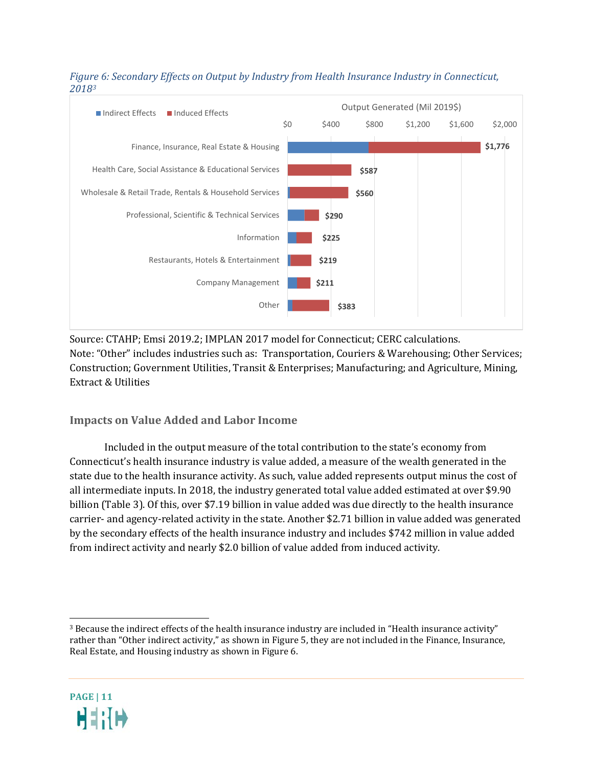*Figure 6: Secondary Effects on Output by Industry from Health Insurance Industry in Connecticut, 2018*[3]

| Industry | Output Generated (Mil 2019$) |
|---|---|
| Finance, Insurance, Real Estate & Housing | $1,776 |
| Health Care, Social Assistance & Educational Services | $587 |
| Wholesale & Retail Trade, Rentals & Household Services | $560 |
| Professional, Scientific & Technical Services | $290 |
| Information | $225 |
| Restaurants, Hotels & Entertainment | $219 |
| Company Management | $211 |
| Other | $383 |

Source: CTAHP; Emsi 2019.2; IMPLAN 2017 model for Connecticut; CERC calculations.
Note: "Other" includes industries such as: Transportation, Couriers & Warehousing; Other Services; Construction; Government Utilities, Transit & Enterprises; Manufacturing; and Agriculture, Mining, Extract & Utilities

## Impacts on Value Added and Labor Income

Included in the output measure of the total contribution to the state's economy from Connecticut's health insurance industry is value added, a measure of the wealth generated in the state due to the health insurance activity. As such, value added represents output minus the cost of all intermediate inputs. In 2018, the industry generated total value added estimated at over $9.90 billion (Table 3). Of this, over $7.19 billion in value added was due directly to the health insurance carrier- and agency-related activity in the state. Another $2.71 billion in value added was generated by the secondary effects of the health insurance industry and includes $742 million in value added from indirect activity and nearly $2.0 billion of value added from induced activity.

[3] Because the indirect effects of the health insurance industry are included in "Health insurance activity" rather than "Other indirect activity," as shown in Figure 5, they are not included in the Finance, Insurance, Real Estate, and Housing industry as shown in Figure 6.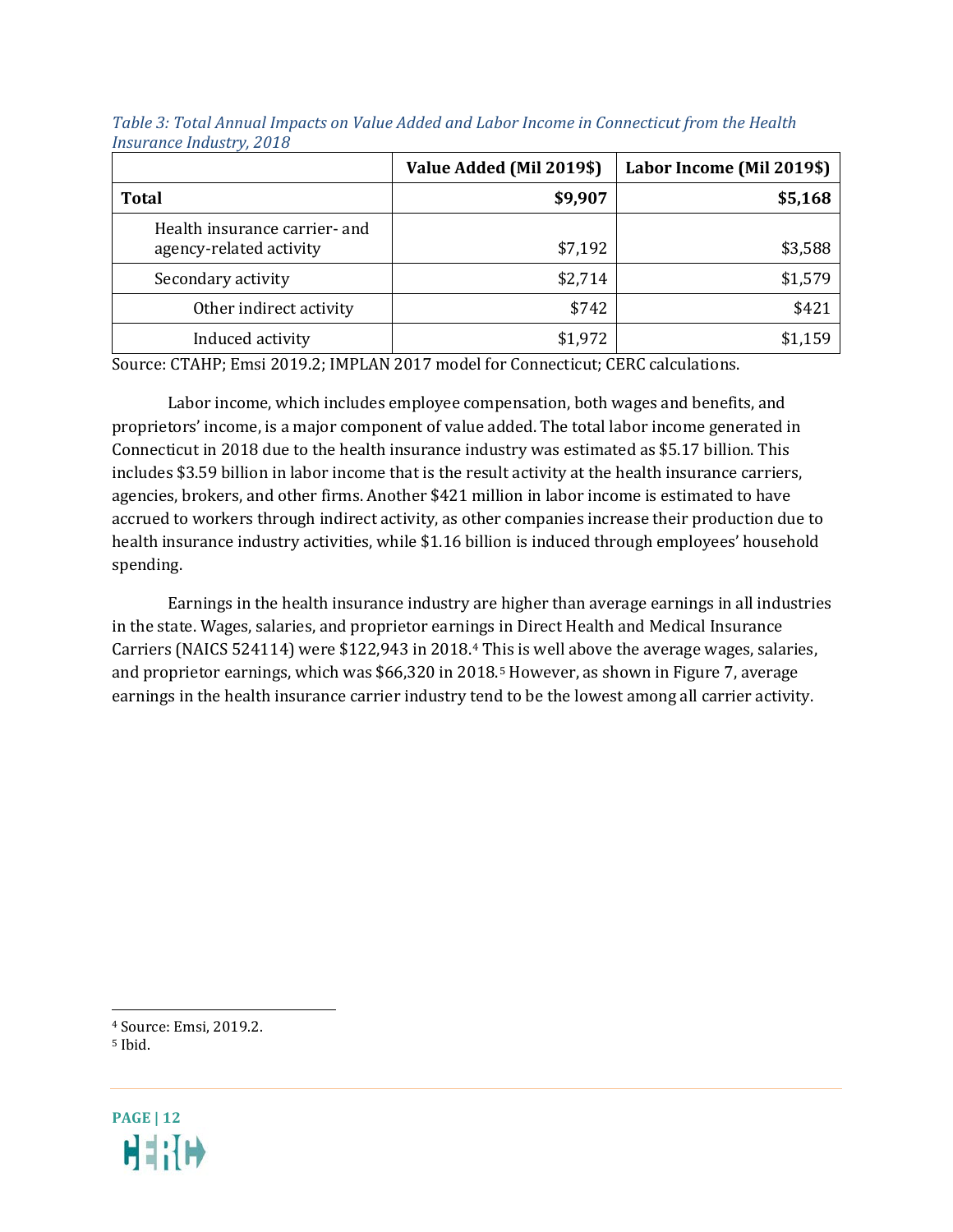*Table 3: Total Annual Impacts on Value Added and Labor Income in Connecticut from the Health Insurance Industry, 2018*

| | Value Added (Mil 2019$) | Labor Income (Mil 2019$) |
|---|---|---|
| **Total** | **$9,907** | **$5,168** |
| Health insurance carrier- and agency-related activity | $7,192 | $3,588 |
| Secondary activity | $2,714 | $1,579 |
| Other indirect activity | $742 | $421 |
| Induced activity | $1,972 | $1,159 |

Source: CTAHP; Emsi 2019.2; IMPLAN 2017 model for Connecticut; CERC calculations.

Labor income, which includes employee compensation, both wages and benefits, and proprietors' income, is a major component of value added. The total labor income generated in Connecticut in 2018 due to the health insurance industry was estimated as $5.17 billion. This includes $3.59 billion in labor income that is the result activity at the health insurance carriers, agencies, brokers, and other firms. Another $421 million in labor income is estimated to have accrued to workers through indirect activity, as other companies increase their production due to health insurance industry activities, while $1.16 billion is induced through employees' household spending.

Earnings in the health insurance industry are higher than average earnings in all industries in the state. Wages, salaries, and proprietor earnings in Direct Health and Medical Insurance Carriers (NAICS 524114) were $122,943 in 2018.[4] This is well above the average wages, salaries, and proprietor earnings, which was $66,320 in 2018.[5] However, as shown in Figure 7, average earnings in the health insurance carrier industry tend to be the lowest among all carrier activity.

[4] Source: Emsi, 2019.2.

[5] Ibid.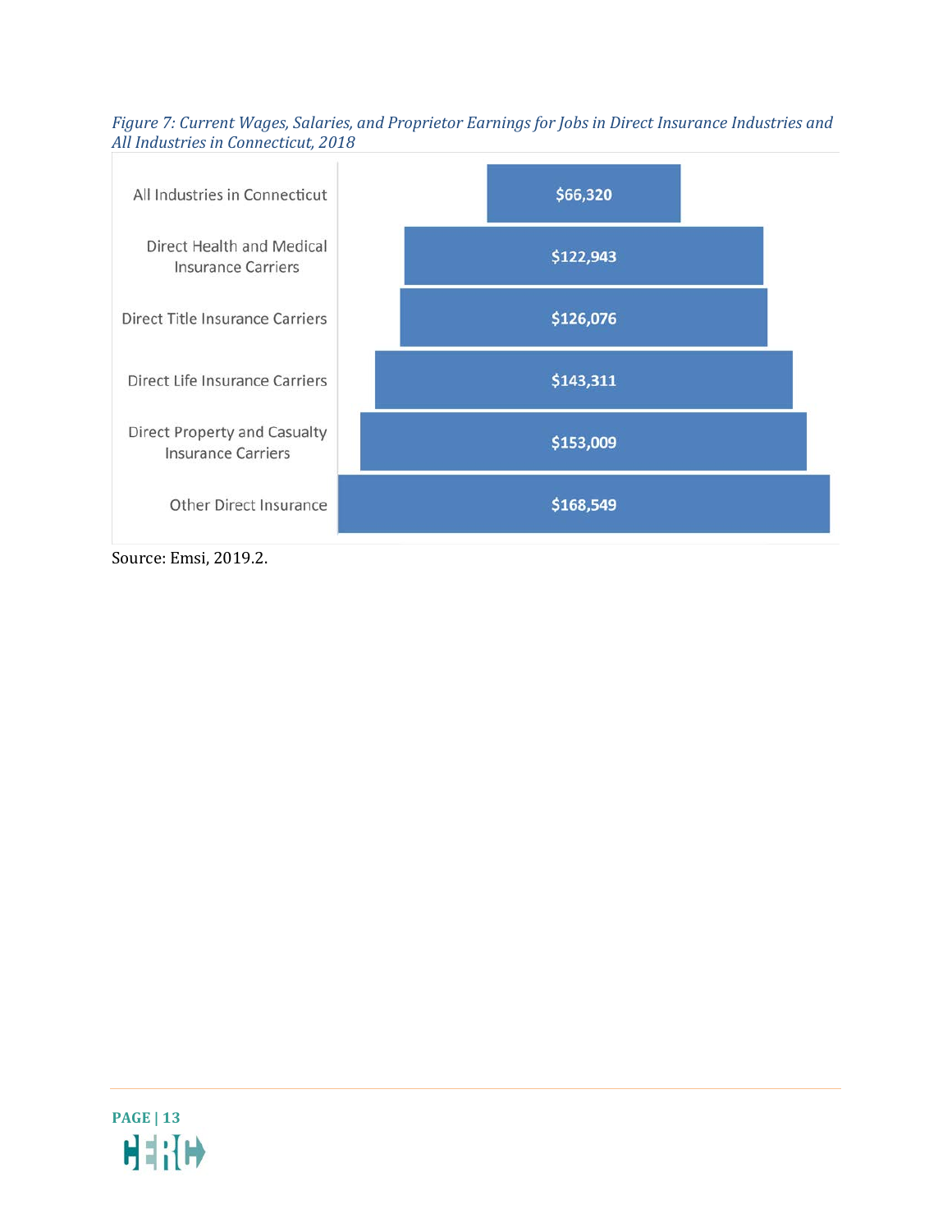*Figure 7: Current Wages, Salaries, and Proprietor Earnings for Jobs in Direct Insurance Industries and All Industries in Connecticut, 2018*

| Industry | Earnings |
| --- | --- |
| All Industries in Connecticut | $66,320 |
| Direct Health and Medical Insurance Carriers | $122,943 |
| Direct Title Insurance Carriers | $126,076 |
| Direct Life Insurance Carriers | $143,311 |
| Direct Property and Casualty Insurance Carriers | $153,009 |
| Other Direct Insurance | $168,549 |

Source: Emsi, 2019.2.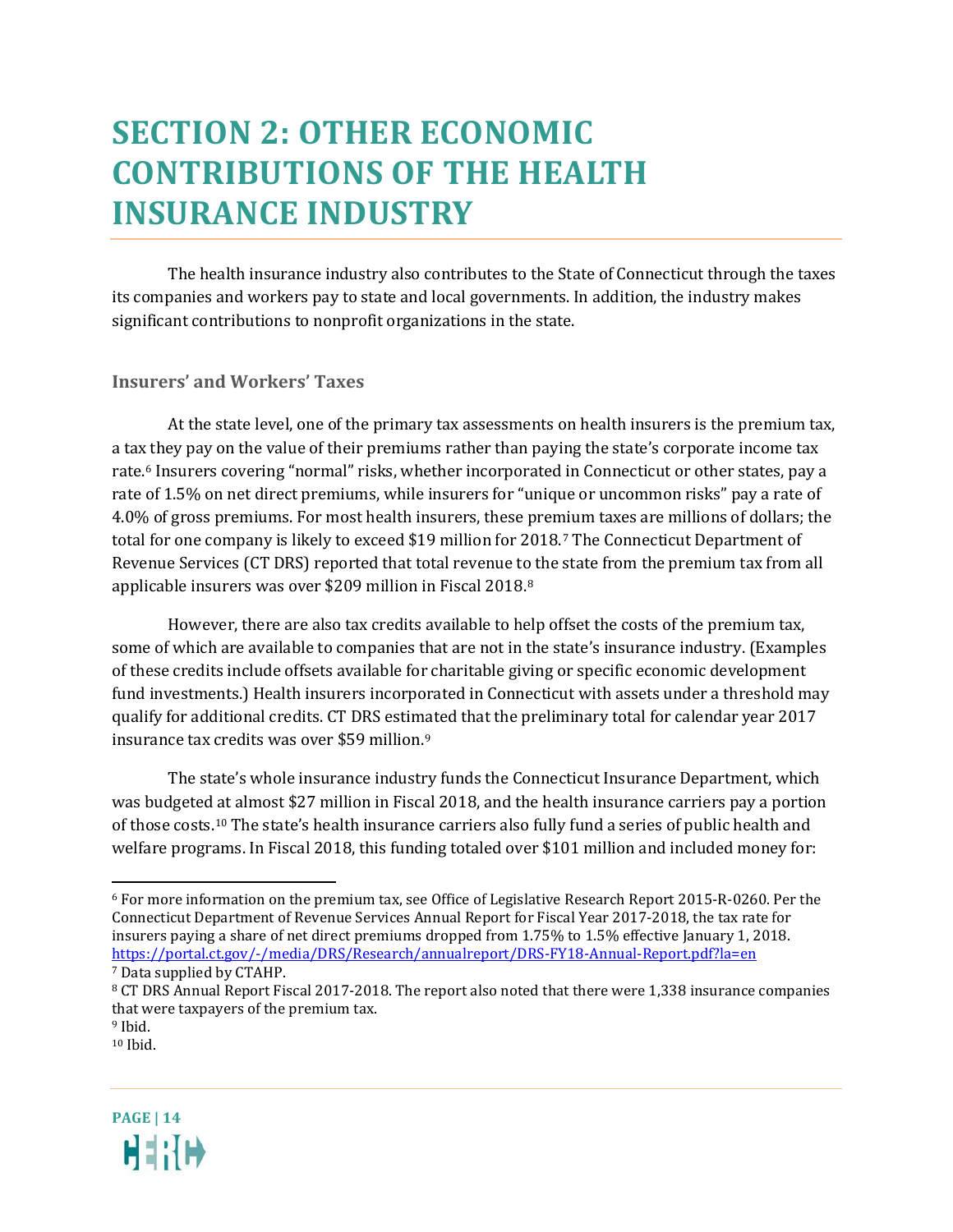# SECTION 2: OTHER ECONOMIC CONTRIBUTIONS OF THE HEALTH INSURANCE INDUSTRY

The health insurance industry also contributes to the State of Connecticut through the taxes its companies and workers pay to state and local governments. In addition, the industry makes significant contributions to nonprofit organizations in the state.

## Insurers' and Workers' Taxes

At the state level, one of the primary tax assessments on health insurers is the premium tax, a tax they pay on the value of their premiums rather than paying the state's corporate income tax rate.[6] Insurers covering "normal" risks, whether incorporated in Connecticut or other states, pay a rate of 1.5% on net direct premiums, while insurers for "unique or uncommon risks" pay a rate of 4.0% of gross premiums. For most health insurers, these premium taxes are millions of dollars; the total for one company is likely to exceed $19 million for 2018.[7] The Connecticut Department of Revenue Services (CT DRS) reported that total revenue to the state from the premium tax from all applicable insurers was over $209 million in Fiscal 2018.[8]

However, there are also tax credits available to help offset the costs of the premium tax, some of which are available to companies that are not in the state's insurance industry. (Examples of these credits include offsets available for charitable giving or specific economic development fund investments.) Health insurers incorporated in Connecticut with assets under a threshold may qualify for additional credits. CT DRS estimated that the preliminary total for calendar year 2017 insurance tax credits was over $59 million.[9]

The state's whole insurance industry funds the Connecticut Insurance Department, which was budgeted at almost $27 million in Fiscal 2018, and the health insurance carriers pay a portion of those costs.[10] The state's health insurance carriers also fully fund a series of public health and welfare programs. In Fiscal 2018, this funding totaled over $101 million and included money for:

---

[6] For more information on the premium tax, see Office of Legislative Research Report 2015-R-0260. Per the Connecticut Department of Revenue Services Annual Report for Fiscal Year 2017-2018, the tax rate for insurers paying a share of net direct premiums dropped from 1.75% to 1.5% effective January 1, 2018. https://portal.ct.gov/-/media/DRS/Research/annualreport/DRS-FY18-Annual-Report.pdf?la=en

[7] Data supplied by CTAHP.

[8] CT DRS Annual Report Fiscal 2017-2018. The report also noted that there were 1,338 insurance companies that were taxpayers of the premium tax.

[9] Ibid.

[10] Ibid.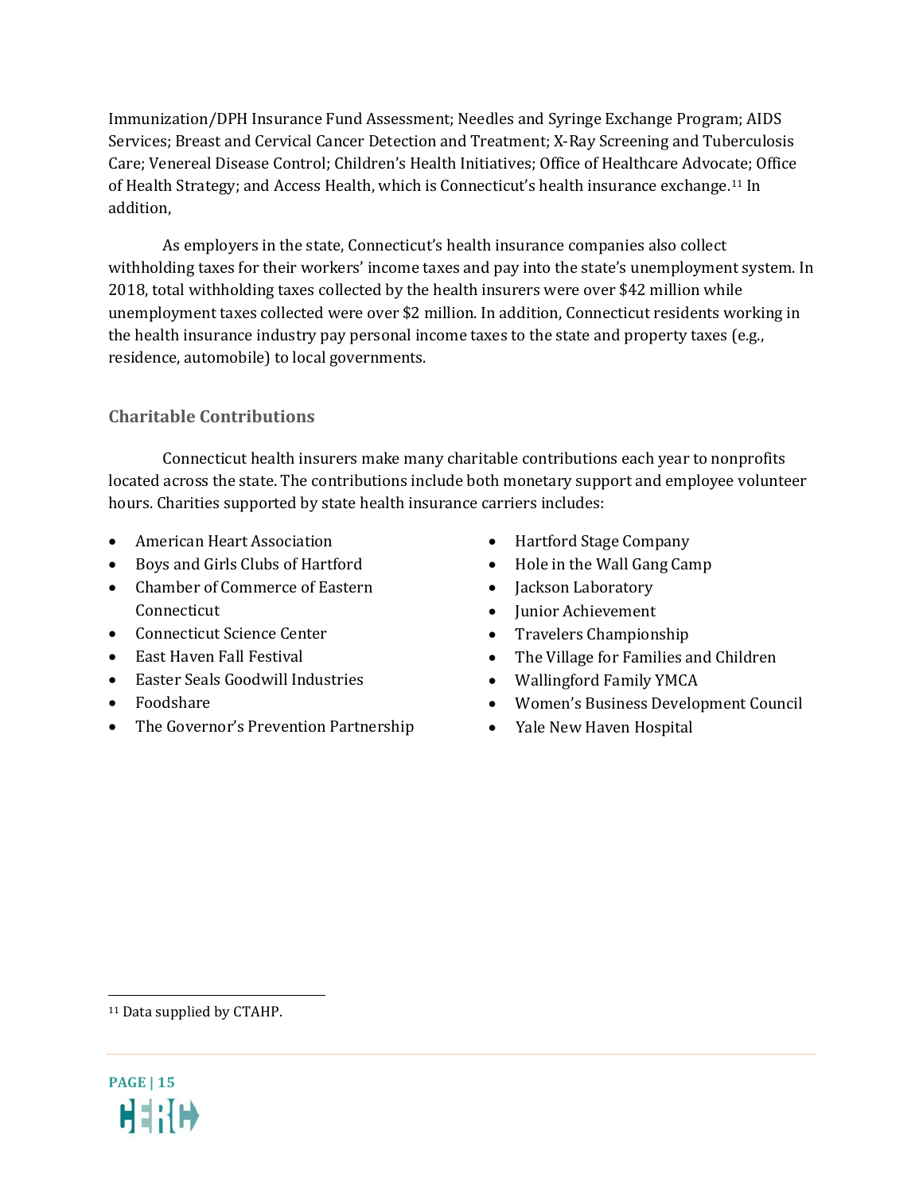Immunization/DPH Insurance Fund Assessment; Needles and Syringe Exchange Program; AIDS Services; Breast and Cervical Cancer Detection and Treatment; X-Ray Screening and Tuberculosis Care; Venereal Disease Control; Children's Health Initiatives; Office of Healthcare Advocate; Office of Health Strategy; and Access Health, which is Connecticut's health insurance exchange.[11] In addition,

As employers in the state, Connecticut's health insurance companies also collect withholding taxes for their workers' income taxes and pay into the state's unemployment system. In 2018, total withholding taxes collected by the health insurers were over $42 million while unemployment taxes collected were over $2 million. In addition, Connecticut residents working in the health insurance industry pay personal income taxes to the state and property taxes (e.g., residence, automobile) to local governments.

### Charitable Contributions

Connecticut health insurers make many charitable contributions each year to nonprofits located across the state. The contributions include both monetary support and employee volunteer hours. Charities supported by state health insurance carriers includes:

- American Heart Association
- Boys and Girls Clubs of Hartford
- Chamber of Commerce of Eastern Connecticut
- Connecticut Science Center
- East Haven Fall Festival
- Easter Seals Goodwill Industries
- Foodshare
- The Governor's Prevention Partnership
- Hartford Stage Company
- Hole in the Wall Gang Camp
- Jackson Laboratory
- Junior Achievement
- Travelers Championship
- The Village for Families and Children
- Wallingford Family YMCA
- Women's Business Development Council
- Yale New Haven Hospital

[11] Data supplied by CTAHP.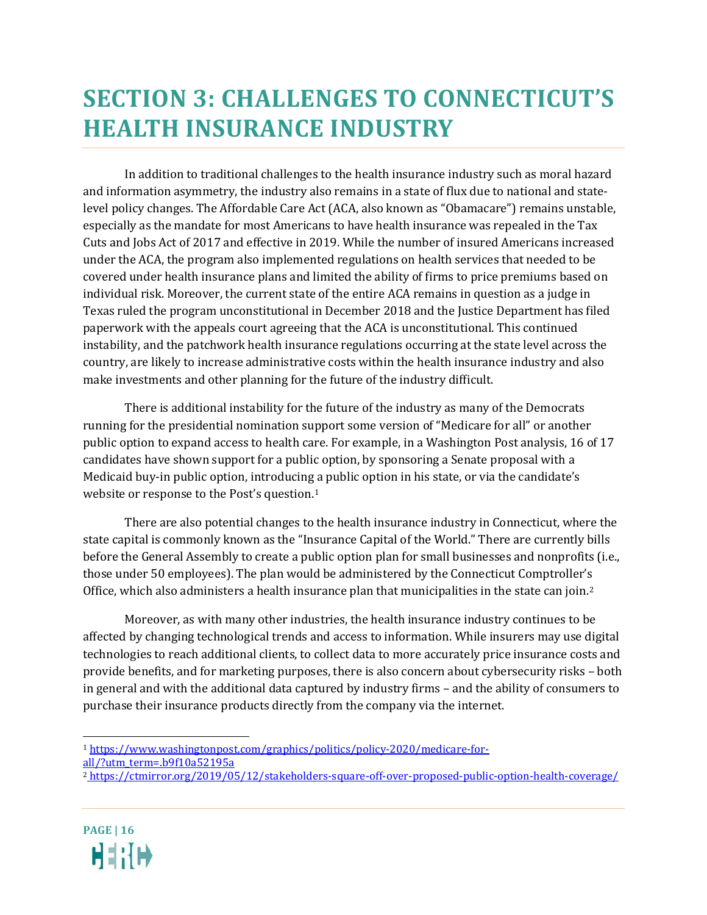# SECTION 3: CHALLENGES TO CONNECTICUT'S HEALTH INSURANCE INDUSTRY

In addition to traditional challenges to the health insurance industry such as moral hazard and information asymmetry, the industry also remains in a state of flux due to national and state-level policy changes. The Affordable Care Act (ACA, also known as "Obamacare") remains unstable, especially as the mandate for most Americans to have health insurance was repealed in the Tax Cuts and Jobs Act of 2017 and effective in 2019. While the number of insured Americans increased under the ACA, the program also implemented regulations on health services that needed to be covered under health insurance plans and limited the ability of firms to price premiums based on individual risk. Moreover, the current state of the entire ACA remains in question as a judge in Texas ruled the program unconstitutional in December 2018 and the Justice Department has filed paperwork with the appeals court agreeing that the ACA is unconstitutional. This continued instability, and the patchwork health insurance regulations occurring at the state level across the country, are likely to increase administrative costs within the health insurance industry and also make investments and other planning for the future of the industry difficult.

There is additional instability for the future of the industry as many of the Democrats running for the presidential nomination support some version of "Medicare for all" or another public option to expand access to health care. For example, in a Washington Post analysis, 16 of 17 candidates have shown support for a public option, by sponsoring a Senate proposal with a Medicaid buy-in public option, introducing a public option in his state, or via the candidate's website or response to the Post's question.[1]

There are also potential changes to the health insurance industry in Connecticut, where the state capital is commonly known as the "Insurance Capital of the World." There are currently bills before the General Assembly to create a public option plan for small businesses and nonprofits (i.e., those under 50 employees). The plan would be administered by the Connecticut Comptroller's Office, which also administers a health insurance plan that municipalities in the state can join.[2]

Moreover, as with many other industries, the health insurance industry continues to be affected by changing technological trends and access to information. While insurers may use digital technologies to reach additional clients, to collect data to more accurately price insurance costs and provide benefits, and for marketing purposes, there is also concern about cybersecurity risks – both in general and with the additional data captured by industry firms – and the ability of consumers to purchase their insurance products directly from the company via the internet.

---

[1] https://www.washingtonpost.com/graphics/politics/policy-2020/medicare-for-all/?utm_term=.b9f10a52195a

[2] https://ctmirror.org/2019/05/12/stakeholders-square-off-over-proposed-public-option-health-coverage/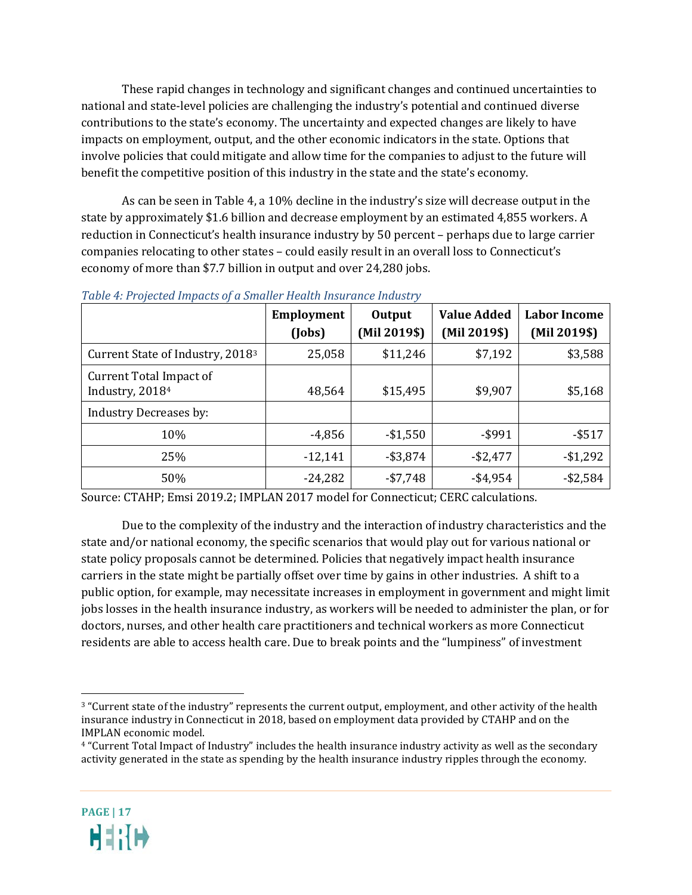These rapid changes in technology and significant changes and continued uncertainties to national and state-level policies are challenging the industry's potential and continued diverse contributions to the state's economy. The uncertainty and expected changes are likely to have impacts on employment, output, and the other economic indicators in the state. Options that involve policies that could mitigate and allow time for the companies to adjust to the future will benefit the competitive position of this industry in the state and the state's economy.

As can be seen in Table 4, a 10% decline in the industry's size will decrease output in the state by approximately $1.6 billion and decrease employment by an estimated 4,855 workers. A reduction in Connecticut's health insurance industry by 50 percent – perhaps due to large carrier companies relocating to other states – could easily result in an overall loss to Connecticut's economy of more than $7.7 billion in output and over 24,280 jobs.

*Table 4: Projected Impacts of a Smaller Health Insurance Industry*

| | Employment (Jobs) | Output (Mil 2019$) | Value Added (Mil 2019$) | Labor Income (Mil 2019$) |
|---|---|---|---|---|
| Current State of Industry, 2018[3] | 25,058 | $11,246 | $7,192 | $3,588 |
| Current Total Impact of Industry, 2018[4] | 48,564 | $15,495 | $9,907 | $5,168 |
| Industry Decreases by: | | | | |
| 10% | -4,856 | -$1,550 | -$991 | -$517 |
| 25% | -12,141 | -$3,874 | -$2,477 | -$1,292 |
| 50% | -24,282 | -$7,748 | -$4,954 | -$2,584 |

Source: CTAHP; Emsi 2019.2; IMPLAN 2017 model for Connecticut; CERC calculations.

Due to the complexity of the industry and the interaction of industry characteristics and the state and/or national economy, the specific scenarios that would play out for various national or state policy proposals cannot be determined. Policies that negatively impact health insurance carriers in the state might be partially offset over time by gains in other industries. A shift to a public option, for example, may necessitate increases in employment in government and might limit jobs losses in the health insurance industry, as workers will be needed to administer the plan, or for doctors, nurses, and other health care practitioners and technical workers as more Connecticut residents are able to access health care. Due to break points and the "lumpiness" of investment

[3] "Current state of the industry" represents the current output, employment, and other activity of the health insurance industry in Connecticut in 2018, based on employment data provided by CTAHP and on the IMPLAN economic model.

[4] "Current Total Impact of Industry" includes the health insurance industry activity as well as the secondary activity generated in the state as spending by the health insurance industry ripples through the economy.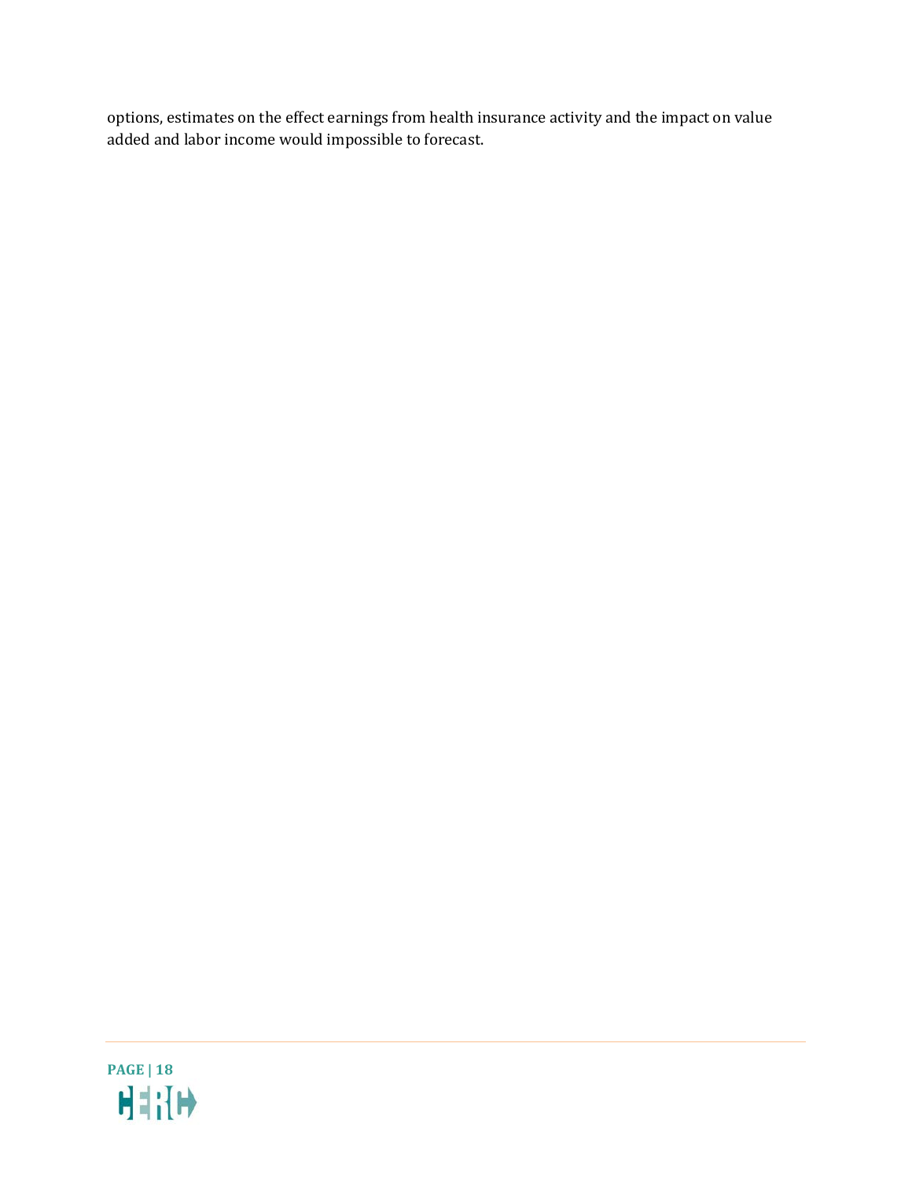options, estimates on the effect earnings from health insurance activity and the impact on value added and labor income would impossible to forecast.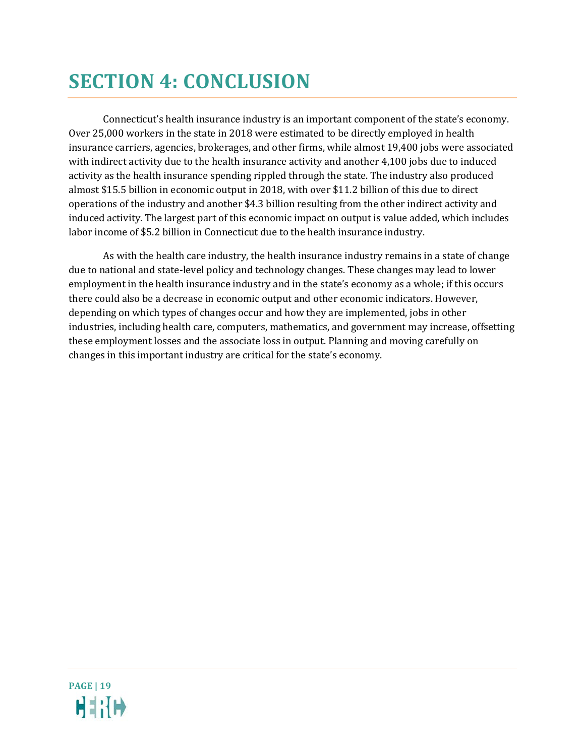# SECTION 4: CONCLUSION

Connecticut's health insurance industry is an important component of the state's economy. Over 25,000 workers in the state in 2018 were estimated to be directly employed in health insurance carriers, agencies, brokerages, and other firms, while almost 19,400 jobs were associated with indirect activity due to the health insurance activity and another 4,100 jobs due to induced activity as the health insurance spending rippled through the state. The industry also produced almost $15.5 billion in economic output in 2018, with over $11.2 billion of this due to direct operations of the industry and another $4.3 billion resulting from the other indirect activity and induced activity. The largest part of this economic impact on output is value added, which includes labor income of $5.2 billion in Connecticut due to the health insurance industry.

As with the health care industry, the health insurance industry remains in a state of change due to national and state-level policy and technology changes. These changes may lead to lower employment in the health insurance industry and in the state's economy as a whole; if this occurs there could also be a decrease in economic output and other economic indicators. However, depending on which types of changes occur and how they are implemented, jobs in other industries, including health care, computers, mathematics, and government may increase, offsetting these employment losses and the associate loss in output. Planning and moving carefully on changes in this important industry are critical for the state's economy.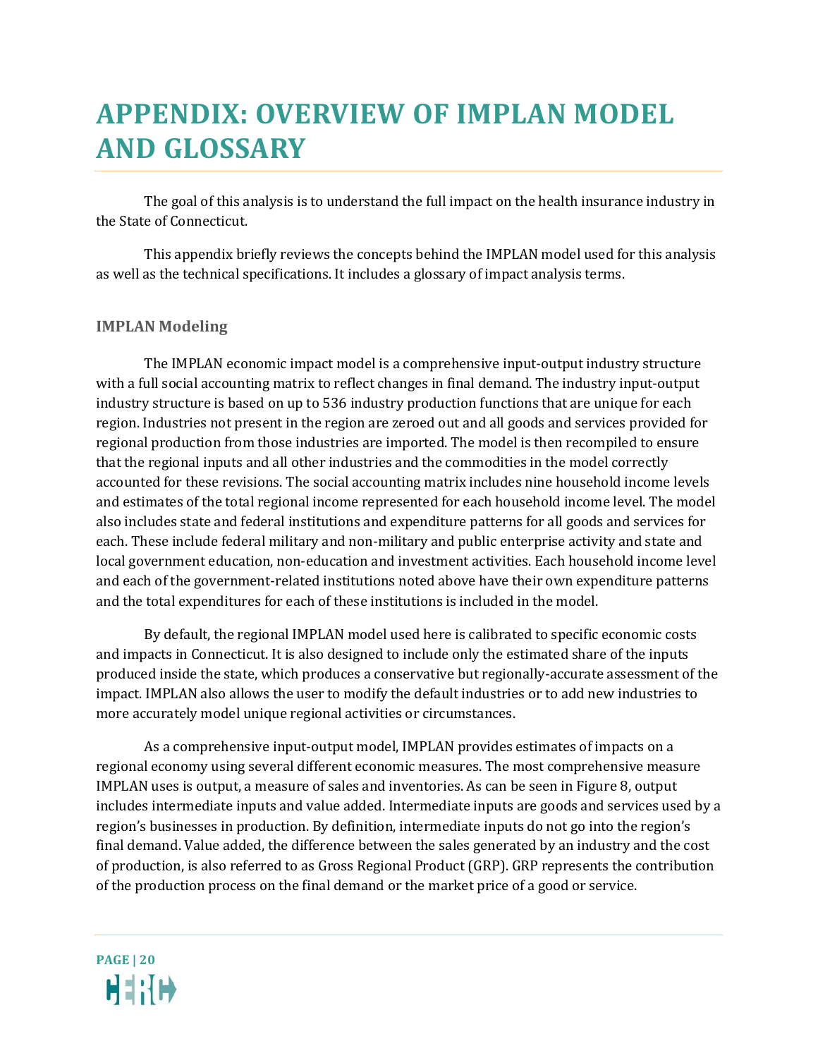# APPENDIX: OVERVIEW OF IMPLAN MODEL AND GLOSSARY

The goal of this analysis is to understand the full impact on the health insurance industry in the State of Connecticut.

This appendix briefly reviews the concepts behind the IMPLAN model used for this analysis as well as the technical specifications. It includes a glossary of impact analysis terms.

### IMPLAN Modeling

The IMPLAN economic impact model is a comprehensive input-output industry structure with a full social accounting matrix to reflect changes in final demand. The industry input-output industry structure is based on up to 536 industry production functions that are unique for each region. Industries not present in the region are zeroed out and all goods and services provided for regional production from those industries are imported. The model is then recompiled to ensure that the regional inputs and all other industries and the commodities in the model correctly accounted for these revisions. The social accounting matrix includes nine household income levels and estimates of the total regional income represented for each household income level. The model also includes state and federal institutions and expenditure patterns for all goods and services for each. These include federal military and non-military and public enterprise activity and state and local government education, non-education and investment activities. Each household income level and each of the government-related institutions noted above have their own expenditure patterns and the total expenditures for each of these institutions is included in the model.

By default, the regional IMPLAN model used here is calibrated to specific economic costs and impacts in Connecticut. It is also designed to include only the estimated share of the inputs produced inside the state, which produces a conservative but regionally-accurate assessment of the impact. IMPLAN also allows the user to modify the default industries or to add new industries to more accurately model unique regional activities or circumstances.

As a comprehensive input-output model, IMPLAN provides estimates of impacts on a regional economy using several different economic measures. The most comprehensive measure IMPLAN uses is output, a measure of sales and inventories. As can be seen in Figure 8, output includes intermediate inputs and value added. Intermediate inputs are goods and services used by a region's businesses in production. By definition, intermediate inputs do not go into the region's final demand. Value added, the difference between the sales generated by an industry and the cost of production, is also referred to as Gross Regional Product (GRP). GRP represents the contribution of the production process on the final demand or the market price of a good or service.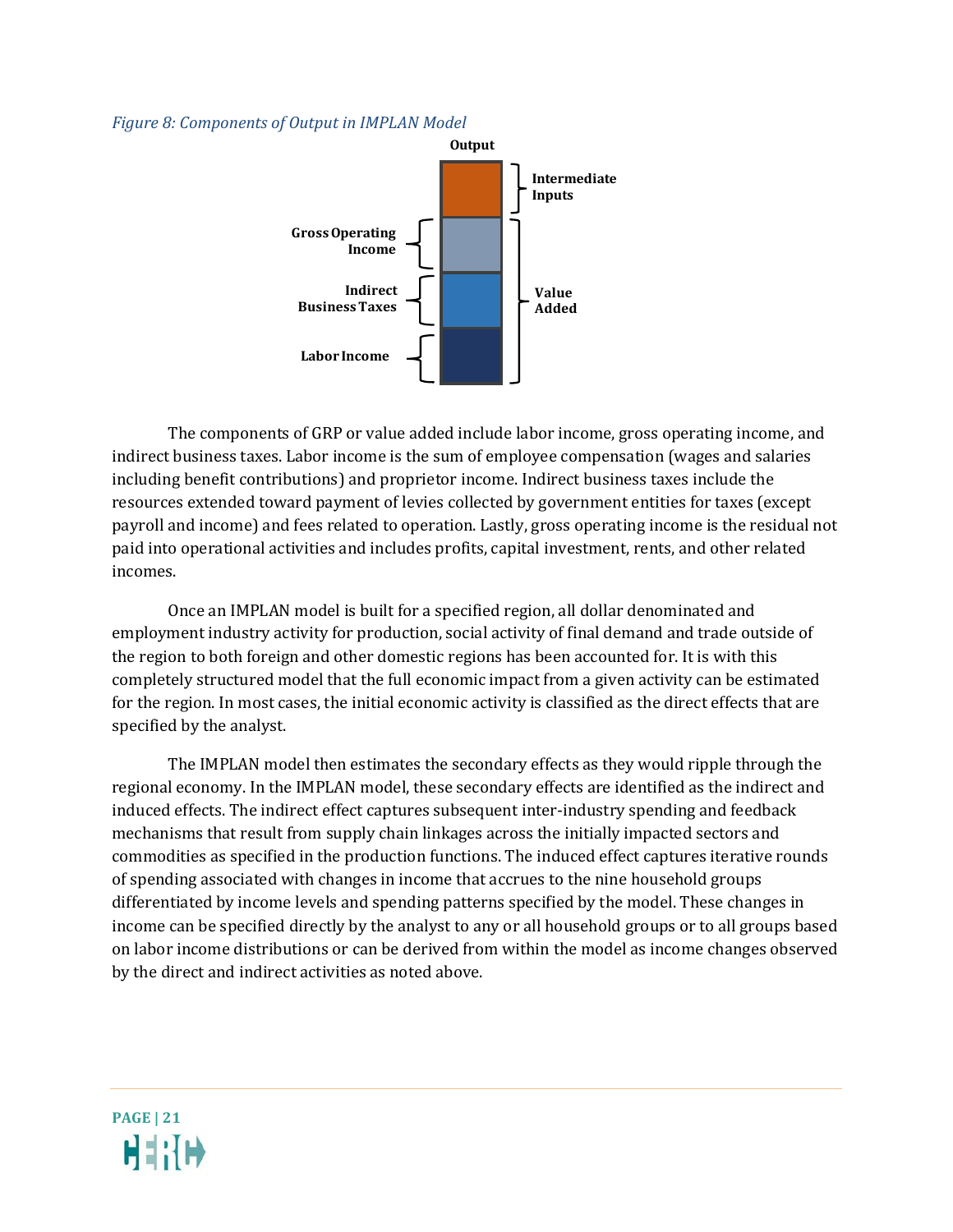*Figure 8: Components of Output in IMPLAN Model*

Output

Intermediate Inputs

Gross Operating Income

Indirect Business Taxes

Value Added

Labor Income

The components of GRP or value added include labor income, gross operating income, and indirect business taxes. Labor income is the sum of employee compensation (wages and salaries including benefit contributions) and proprietor income. Indirect business taxes include the resources extended toward payment of levies collected by government entities for taxes (except payroll and income) and fees related to operation. Lastly, gross operating income is the residual not paid into operational activities and includes profits, capital investment, rents, and other related incomes.

Once an IMPLAN model is built for a specified region, all dollar denominated and employment industry activity for production, social activity of final demand and trade outside of the region to both foreign and other domestic regions has been accounted for. It is with this completely structured model that the full economic impact from a given activity can be estimated for the region. In most cases, the initial economic activity is classified as the direct effects that are specified by the analyst.

The IMPLAN model then estimates the secondary effects as they would ripple through the regional economy. In the IMPLAN model, these secondary effects are identified as the indirect and induced effects. The indirect effect captures subsequent inter-industry spending and feedback mechanisms that result from supply chain linkages across the initially impacted sectors and commodities as specified in the production functions. The induced effect captures iterative rounds of spending associated with changes in income that accrues to the nine household groups differentiated by income levels and spending patterns specified by the model. These changes in income can be specified directly by the analyst to any or all household groups or to all groups based on labor income distributions or can be derived from within the model as income changes observed by the direct and indirect activities as noted above.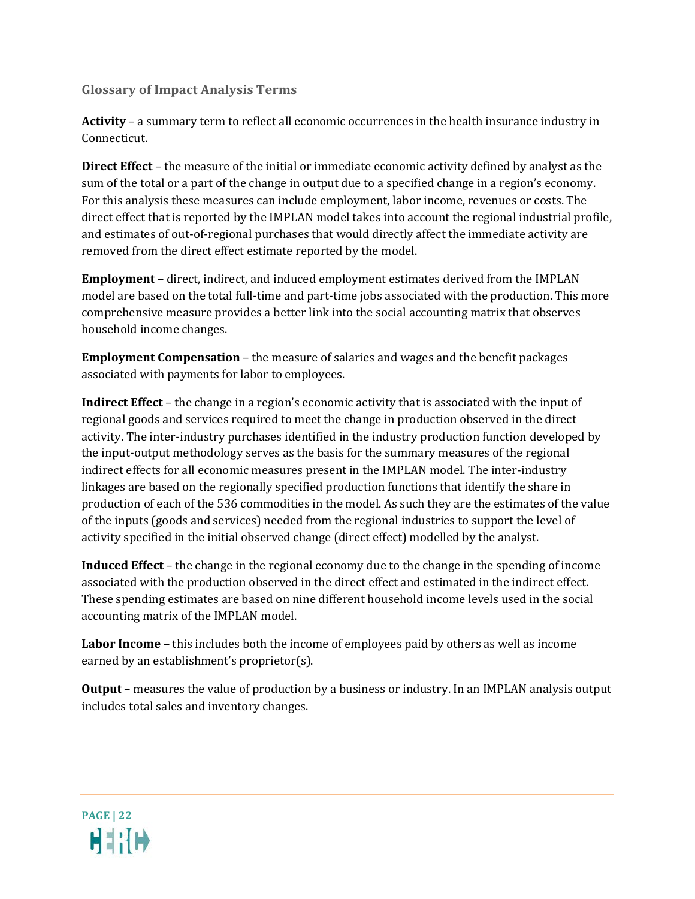## Glossary of Impact Analysis Terms

**Activity** – a summary term to reflect all economic occurrences in the health insurance industry in Connecticut.

**Direct Effect** – the measure of the initial or immediate economic activity defined by analyst as the sum of the total or a part of the change in output due to a specified change in a region's economy. For this analysis these measures can include employment, labor income, revenues or costs. The direct effect that is reported by the IMPLAN model takes into account the regional industrial profile, and estimates of out-of-regional purchases that would directly affect the immediate activity are removed from the direct effect estimate reported by the model.

**Employment** – direct, indirect, and induced employment estimates derived from the IMPLAN model are based on the total full-time and part-time jobs associated with the production. This more comprehensive measure provides a better link into the social accounting matrix that observes household income changes.

**Employment Compensation** – the measure of salaries and wages and the benefit packages associated with payments for labor to employees.

**Indirect Effect** – the change in a region's economic activity that is associated with the input of regional goods and services required to meet the change in production observed in the direct activity. The inter-industry purchases identified in the industry production function developed by the input-output methodology serves as the basis for the summary measures of the regional indirect effects for all economic measures present in the IMPLAN model. The inter-industry linkages are based on the regionally specified production functions that identify the share in production of each of the 536 commodities in the model. As such they are the estimates of the value of the inputs (goods and services) needed from the regional industries to support the level of activity specified in the initial observed change (direct effect) modelled by the analyst.

**Induced Effect** – the change in the regional economy due to the change in the spending of income associated with the production observed in the direct effect and estimated in the indirect effect. These spending estimates are based on nine different household income levels used in the social accounting matrix of the IMPLAN model.

**Labor Income** – this includes both the income of employees paid by others as well as income earned by an establishment's proprietor(s).

**Output** – measures the value of production by a business or industry. In an IMPLAN analysis output includes total sales and inventory changes.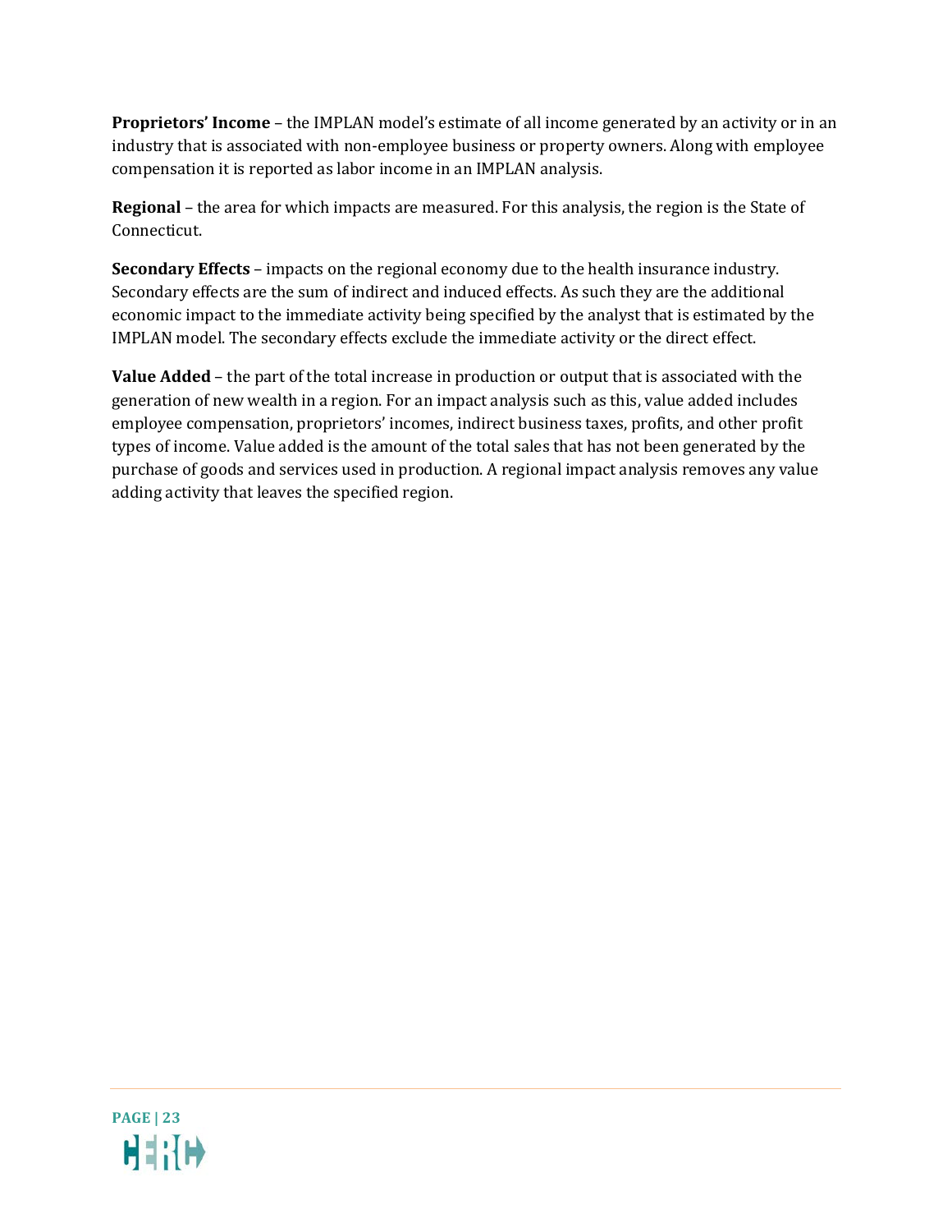**Proprietors' Income** – the IMPLAN model's estimate of all income generated by an activity or in an industry that is associated with non-employee business or property owners. Along with employee compensation it is reported as labor income in an IMPLAN analysis.

**Regional** – the area for which impacts are measured. For this analysis, the region is the State of Connecticut.

**Secondary Effects** – impacts on the regional economy due to the health insurance industry. Secondary effects are the sum of indirect and induced effects. As such they are the additional economic impact to the immediate activity being specified by the analyst that is estimated by the IMPLAN model. The secondary effects exclude the immediate activity or the direct effect.

**Value Added** – the part of the total increase in production or output that is associated with the generation of new wealth in a region. For an impact analysis such as this, value added includes employee compensation, proprietors' incomes, indirect business taxes, profits, and other profit types of income. Value added is the amount of the total sales that has not been generated by the purchase of goods and services used in production. A regional impact analysis removes any value adding activity that leaves the specified region.